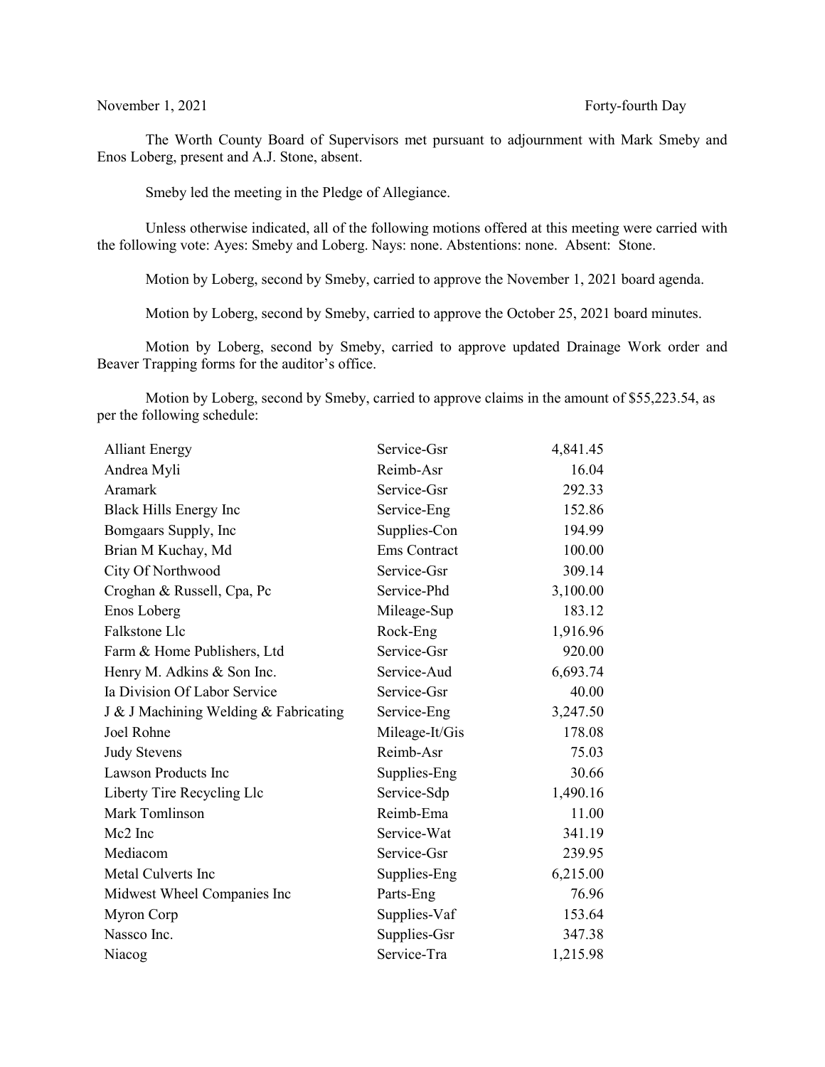November 1, 2021 Forty-fourth Day

The Worth County Board of Supervisors met pursuant to adjournment with Mark Smeby and Enos Loberg, present and A.J. Stone, absent.

Smeby led the meeting in the Pledge of Allegiance.

Unless otherwise indicated, all of the following motions offered at this meeting were carried with the following vote: Ayes: Smeby and Loberg. Nays: none. Abstentions: none. Absent: Stone.

Motion by Loberg, second by Smeby, carried to approve the November 1, 2021 board agenda.

Motion by Loberg, second by Smeby, carried to approve the October 25, 2021 board minutes.

Motion by Loberg, second by Smeby, carried to approve updated Drainage Work order and Beaver Trapping forms for the auditor's office.

Motion by Loberg, second by Smeby, carried to approve claims in the amount of $55,223.54, as per the following schedule:

| | | |
|---|---|---|
| Alliant Energy | Service-Gsr | 4,841.45 |
| Andrea Myli | Reimb-Asr | 16.04 |
| Aramark | Service-Gsr | 292.33 |
| Black Hills Energy Inc | Service-Eng | 152.86 |
| Bomgaars Supply, Inc | Supplies-Con | 194.99 |
| Brian M Kuchay, Md | Ems Contract | 100.00 |
| City Of Northwood | Service-Gsr | 309.14 |
| Croghan & Russell, Cpa, Pc | Service-Phd | 3,100.00 |
| Enos Loberg | Mileage-Sup | 183.12 |
| Falkstone Llc | Rock-Eng | 1,916.96 |
| Farm & Home Publishers, Ltd | Service-Gsr | 920.00 |
| Henry M. Adkins & Son Inc. | Service-Aud | 6,693.74 |
| Ia Division Of Labor Service | Service-Gsr | 40.00 |
| J & J Machining Welding & Fabricating | Service-Eng | 3,247.50 |
| Joel Rohne | Mileage-It/Gis | 178.08 |
| Judy Stevens | Reimb-Asr | 75.03 |
| Lawson Products Inc | Supplies-Eng | 30.66 |
| Liberty Tire Recycling Llc | Service-Sdp | 1,490.16 |
| Mark Tomlinson | Reimb-Ema | 11.00 |
| Mc2 Inc | Service-Wat | 341.19 |
| Mediacom | Service-Gsr | 239.95 |
| Metal Culverts Inc | Supplies-Eng | 6,215.00 |
| Midwest Wheel Companies Inc | Parts-Eng | 76.96 |
| Myron Corp | Supplies-Vaf | 153.64 |
| Nassco Inc. | Supplies-Gsr | 347.38 |
| Niacog | Service-Tra | 1,215.98 |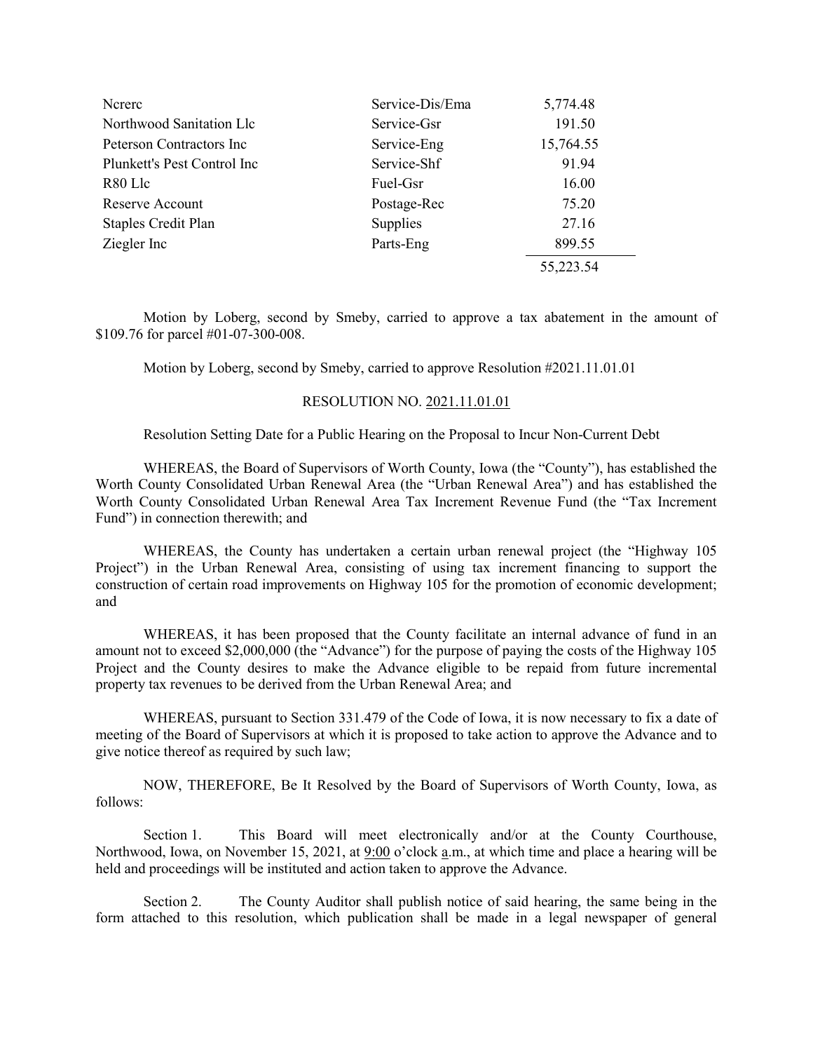| | | |
|---|---|---|
| Ncrerc | Service-Dis/Ema | 5,774.48 |
| Northwood Sanitation Llc | Service-Gsr | 191.50 |
| Peterson Contractors Inc | Service-Eng | 15,764.55 |
| Plunkett's Pest Control Inc | Service-Shf | 91.94 |
| R80 Llc | Fuel-Gsr | 16.00 |
| Reserve Account | Postage-Rec | 75.20 |
| Staples Credit Plan | Supplies | 27.16 |
| Ziegler Inc | Parts-Eng | 899.55 |
| | | 55,223.54 |

Motion by Loberg, second by Smeby, carried to approve a tax abatement in the amount of $109.76 for parcel #01-07-300-008.

Motion by Loberg, second by Smeby, carried to approve Resolution #2021.11.01.01

RESOLUTION NO. 2021.11.01.01

Resolution Setting Date for a Public Hearing on the Proposal to Incur Non-Current Debt

WHEREAS, the Board of Supervisors of Worth County, Iowa (the "County"), has established the Worth County Consolidated Urban Renewal Area (the "Urban Renewal Area") and has established the Worth County Consolidated Urban Renewal Area Tax Increment Revenue Fund (the "Tax Increment Fund") in connection therewith; and

WHEREAS, the County has undertaken a certain urban renewal project (the "Highway 105 Project") in the Urban Renewal Area, consisting of using tax increment financing to support the construction of certain road improvements on Highway 105 for the promotion of economic development; and

WHEREAS, it has been proposed that the County facilitate an internal advance of fund in an amount not to exceed $2,000,000 (the "Advance") for the purpose of paying the costs of the Highway 105 Project and the County desires to make the Advance eligible to be repaid from future incremental property tax revenues to be derived from the Urban Renewal Area; and

WHEREAS, pursuant to Section 331.479 of the Code of Iowa, it is now necessary to fix a date of meeting of the Board of Supervisors at which it is proposed to take action to approve the Advance and to give notice thereof as required by such law;

NOW, THEREFORE, Be It Resolved by the Board of Supervisors of Worth County, Iowa, as follows:

Section 1. This Board will meet electronically and/or at the County Courthouse, Northwood, Iowa, on November 15, 2021, at 9:00 o'clock a.m., at which time and place a hearing will be held and proceedings will be instituted and action taken to approve the Advance.

Section 2. The County Auditor shall publish notice of said hearing, the same being in the form attached to this resolution, which publication shall be made in a legal newspaper of general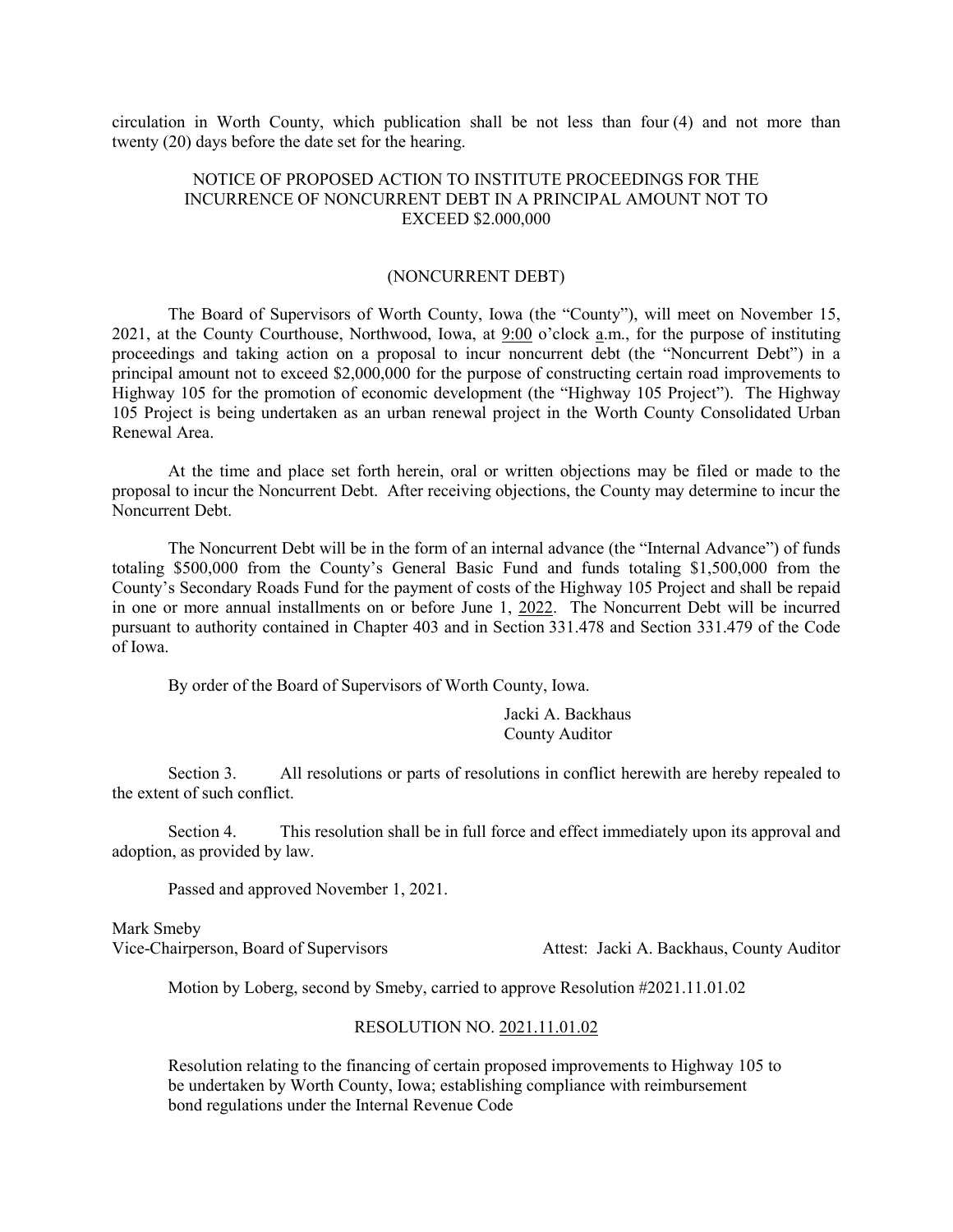circulation in Worth County, which publication shall be not less than four (4) and not more than twenty (20) days before the date set for the hearing.

NOTICE OF PROPOSED ACTION TO INSTITUTE PROCEEDINGS FOR THE INCURRENCE OF NONCURRENT DEBT IN A PRINCIPAL AMOUNT NOT TO EXCEED $2.000,000

(NONCURRENT DEBT)

The Board of Supervisors of Worth County, Iowa (the "County"), will meet on November 15, 2021, at the County Courthouse, Northwood, Iowa, at 9:00 o'clock a.m., for the purpose of instituting proceedings and taking action on a proposal to incur noncurrent debt (the "Noncurrent Debt") in a principal amount not to exceed $2,000,000 for the purpose of constructing certain road improvements to Highway 105 for the promotion of economic development (the "Highway 105 Project"). The Highway 105 Project is being undertaken as an urban renewal project in the Worth County Consolidated Urban Renewal Area.

At the time and place set forth herein, oral or written objections may be filed or made to the proposal to incur the Noncurrent Debt. After receiving objections, the County may determine to incur the Noncurrent Debt.

The Noncurrent Debt will be in the form of an internal advance (the "Internal Advance") of funds totaling $500,000 from the County's General Basic Fund and funds totaling $1,500,000 from the County's Secondary Roads Fund for the payment of costs of the Highway 105 Project and shall be repaid in one or more annual installments on or before June 1, 2022. The Noncurrent Debt will be incurred pursuant to authority contained in Chapter 403 and in Section 331.478 and Section 331.479 of the Code of Iowa.

By order of the Board of Supervisors of Worth County, Iowa.

Jacki A. Backhaus
County Auditor

Section 3. All resolutions or parts of resolutions in conflict herewith are hereby repealed to the extent of such conflict.

Section 4. This resolution shall be in full force and effect immediately upon its approval and adoption, as provided by law.

Passed and approved November 1, 2021.

Mark Smeby
Vice-Chairperson, Board of Supervisors — Attest: Jacki A. Backhaus, County Auditor

Motion by Loberg, second by Smeby, carried to approve Resolution #2021.11.01.02

RESOLUTION NO. 2021.11.01.02

Resolution relating to the financing of certain proposed improvements to Highway 105 to be undertaken by Worth County, Iowa; establishing compliance with reimbursement bond regulations under the Internal Revenue Code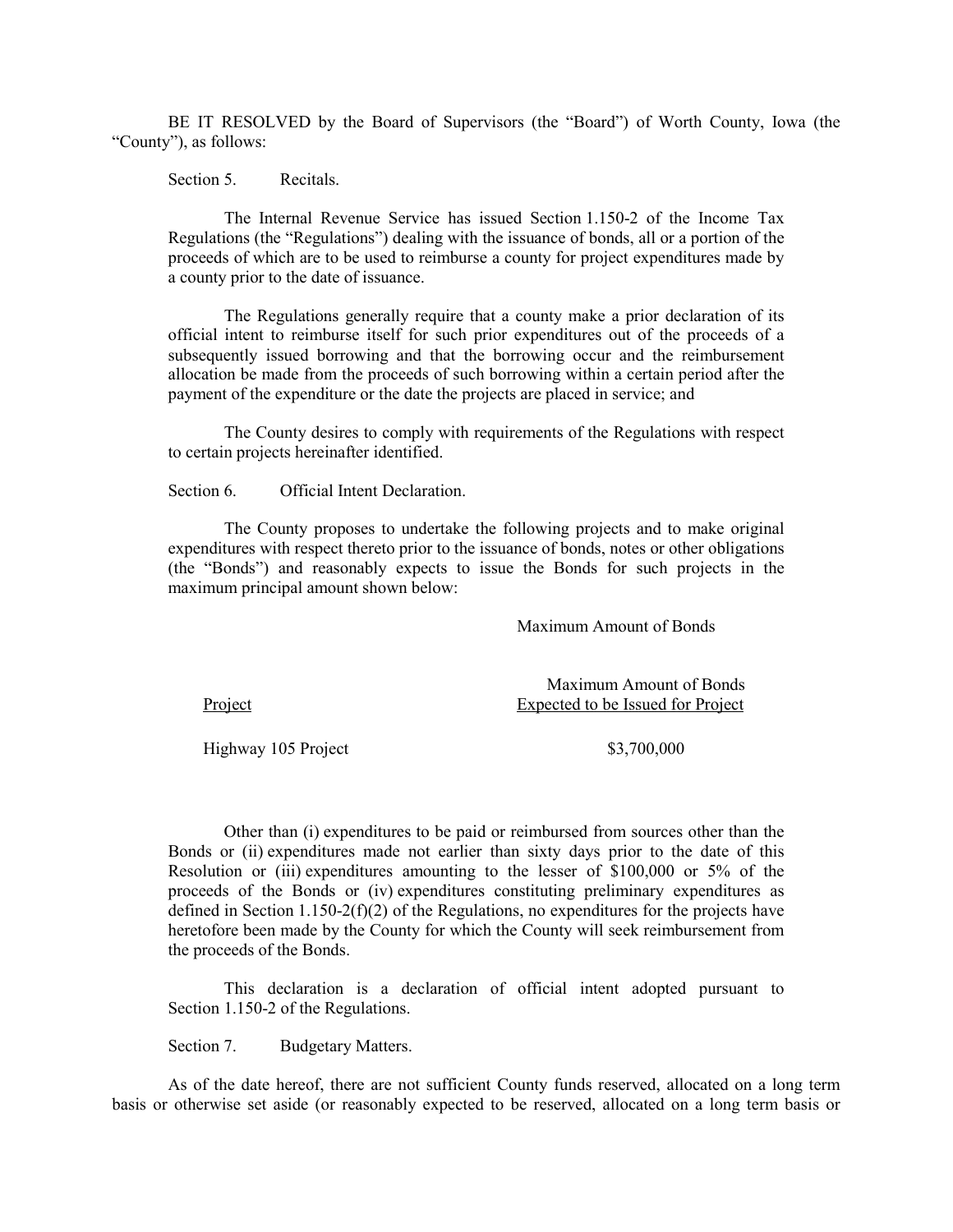BE IT RESOLVED by the Board of Supervisors (the "Board") of Worth County, Iowa (the "County"), as follows:

Section 5. Recitals.

The Internal Revenue Service has issued Section 1.150-2 of the Income Tax Regulations (the "Regulations") dealing with the issuance of bonds, all or a portion of the proceeds of which are to be used to reimburse a county for project expenditures made by a county prior to the date of issuance.

The Regulations generally require that a county make a prior declaration of its official intent to reimburse itself for such prior expenditures out of the proceeds of a subsequently issued borrowing and that the borrowing occur and the reimbursement allocation be made from the proceeds of such borrowing within a certain period after the payment of the expenditure or the date the projects are placed in service; and

The County desires to comply with requirements of the Regulations with respect to certain projects hereinafter identified.

Section 6. Official Intent Declaration.

The County proposes to undertake the following projects and to make original expenditures with respect thereto prior to the issuance of bonds, notes or other obligations (the "Bonds") and reasonably expects to issue the Bonds for such projects in the maximum principal amount shown below:

Maximum Amount of Bonds

| Project | Maximum Amount of Bonds Expected to be Issued for Project |
|---|---|
| Highway 105 Project | $3,700,000 |

Other than (i) expenditures to be paid or reimbursed from sources other than the Bonds or (ii) expenditures made not earlier than sixty days prior to the date of this Resolution or (iii) expenditures amounting to the lesser of $100,000 or 5% of the proceeds of the Bonds or (iv) expenditures constituting preliminary expenditures as defined in Section 1.150-2(f)(2) of the Regulations, no expenditures for the projects have heretofore been made by the County for which the County will seek reimbursement from the proceeds of the Bonds.

This declaration is a declaration of official intent adopted pursuant to Section 1.150-2 of the Regulations.

Section 7. Budgetary Matters.

As of the date hereof, there are not sufficient County funds reserved, allocated on a long term basis or otherwise set aside (or reasonably expected to be reserved, allocated on a long term basis or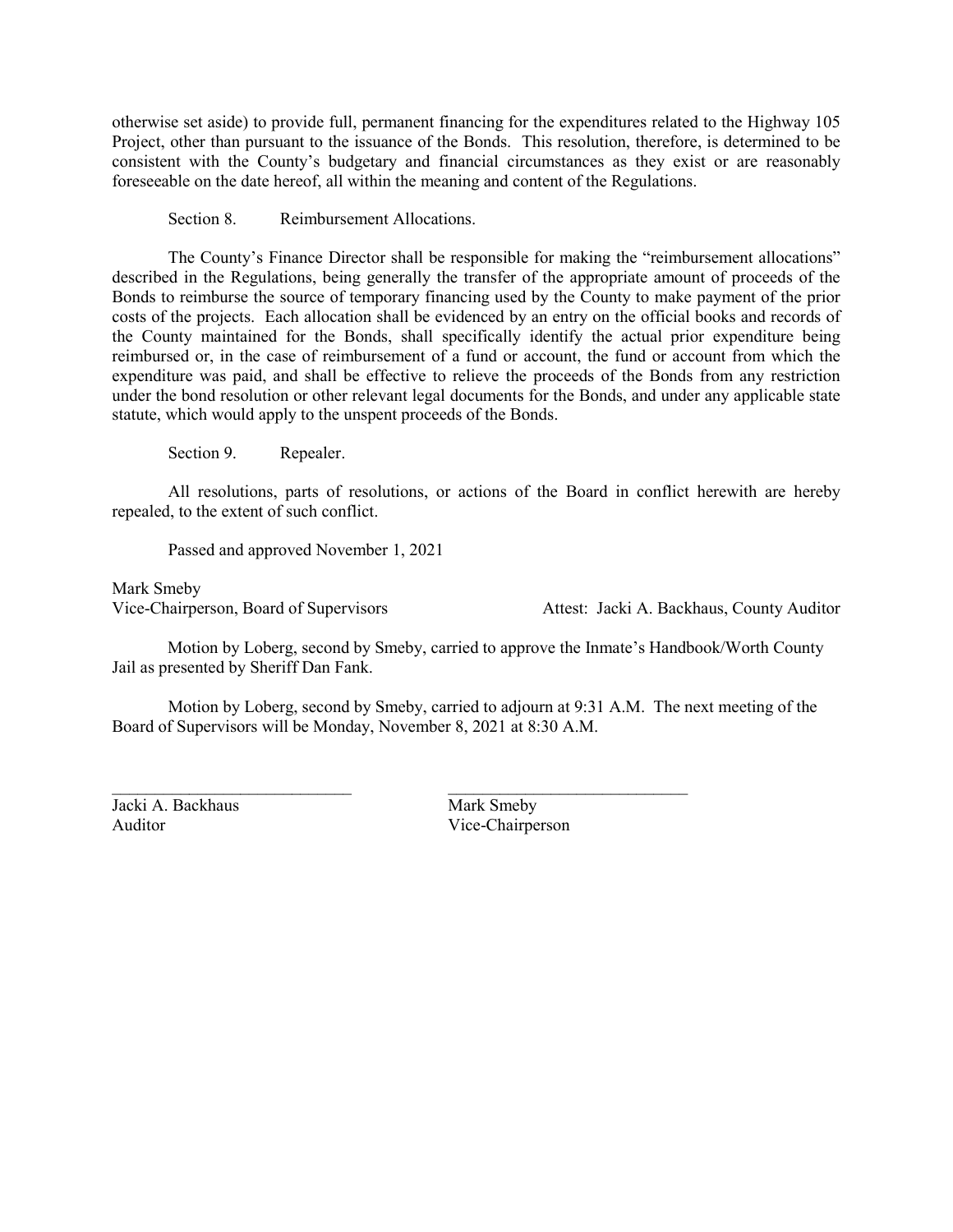otherwise set aside) to provide full, permanent financing for the expenditures related to the Highway 105 Project, other than pursuant to the issuance of the Bonds. This resolution, therefore, is determined to be consistent with the County's budgetary and financial circumstances as they exist or are reasonably foreseeable on the date hereof, all within the meaning and content of the Regulations.

Section 8. Reimbursement Allocations.

The County's Finance Director shall be responsible for making the "reimbursement allocations" described in the Regulations, being generally the transfer of the appropriate amount of proceeds of the Bonds to reimburse the source of temporary financing used by the County to make payment of the prior costs of the projects. Each allocation shall be evidenced by an entry on the official books and records of the County maintained for the Bonds, shall specifically identify the actual prior expenditure being reimbursed or, in the case of reimbursement of a fund or account, the fund or account from which the expenditure was paid, and shall be effective to relieve the proceeds of the Bonds from any restriction under the bond resolution or other relevant legal documents for the Bonds, and under any applicable state statute, which would apply to the unspent proceeds of the Bonds.

Section 9. Repealer.

All resolutions, parts of resolutions, or actions of the Board in conflict herewith are hereby repealed, to the extent of such conflict.

Passed and approved November 1, 2021

Mark Smeby
Vice-Chairperson, Board of Supervisors

Attest: Jacki A. Backhaus, County Auditor

Motion by Loberg, second by Smeby, carried to approve the Inmate's Handbook/Worth County Jail as presented by Sheriff Dan Fank.

Motion by Loberg, second by Smeby, carried to adjourn at 9:31 A.M. The next meeting of the Board of Supervisors will be Monday, November 8, 2021 at 8:30 A.M.

\_\_\_\_\_\_\_\_\_\_\_\_\_\_\_\_\_\_\_\_\_\_\_\_\_\_\_\_\_\_
Jacki A. Backhaus
Auditor

\_\_\_\_\_\_\_\_\_\_\_\_\_\_\_\_\_\_\_\_\_\_\_\_\_\_\_\_\_\_
Mark Smeby
Vice-Chairperson